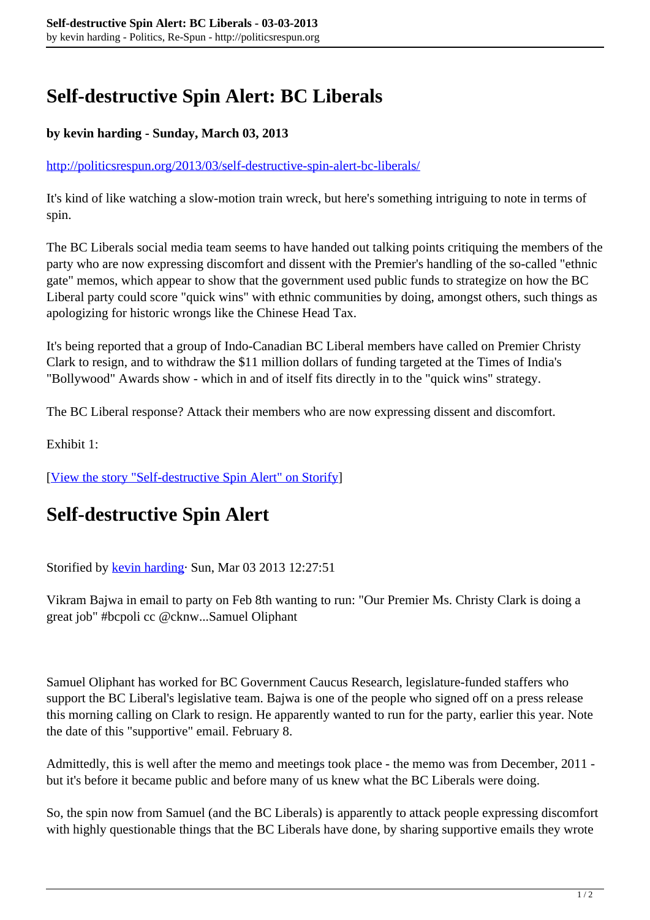# Self-destructive Spin Alert: BC Liberals

**by kevin harding - Sunday, March 03, 2013**

http://politicsrespun.org/2013/03/self-destructive-spin-alert-bc-liberals/

It's kind of like watching a slow-motion train wreck, but here's something intriguing to note in terms of spin.

The BC Liberals social media team seems to have handed out talking points critiquing the members of the party who are now expressing discomfort and dissent with the Premier's handling of the so-called "ethnic gate" memos, which appear to show that the government used public funds to strategize on how the BC Liberal party could score "quick wins" with ethnic communities by doing, amongst others, such things as apologizing for historic wrongs like the Chinese Head Tax.

It's being reported that a group of Indo-Canadian BC Liberal members have called on Premier Christy Clark to resign, and to withdraw the $11 million dollars of funding targeted at the Times of India's "Bollywood" Awards show - which in and of itself fits directly in to the "quick wins" strategy.

The BC Liberal response? Attack their members who are now expressing dissent and discomfort.

Exhibit 1:

[View the story "Self-destructive Spin Alert" on Storify]

# Self-destructive Spin Alert

Storified by kevin harding· Sun, Mar 03 2013 12:27:51

Vikram Bajwa in email to party on Feb 8th wanting to run: "Our Premier Ms. Christy Clark is doing a great job" #bcpoli cc @cknw...Samuel Oliphant

Samuel Oliphant has worked for BC Government Caucus Research, legislature-funded staffers who support the BC Liberal's legislative team. Bajwa is one of the people who signed off on a press release this morning calling on Clark to resign. He apparently wanted to run for the party, earlier this year. Note the date of this "supportive" email. February 8.

Admittedly, this is well after the memo and meetings took place - the memo was from December, 2011 - but it's before it became public and before many of us knew what the BC Liberals were doing.

So, the spin now from Samuel (and the BC Liberals) is apparently to attack people expressing discomfort with highly questionable things that the BC Liberals have done, by sharing supportive emails they wrote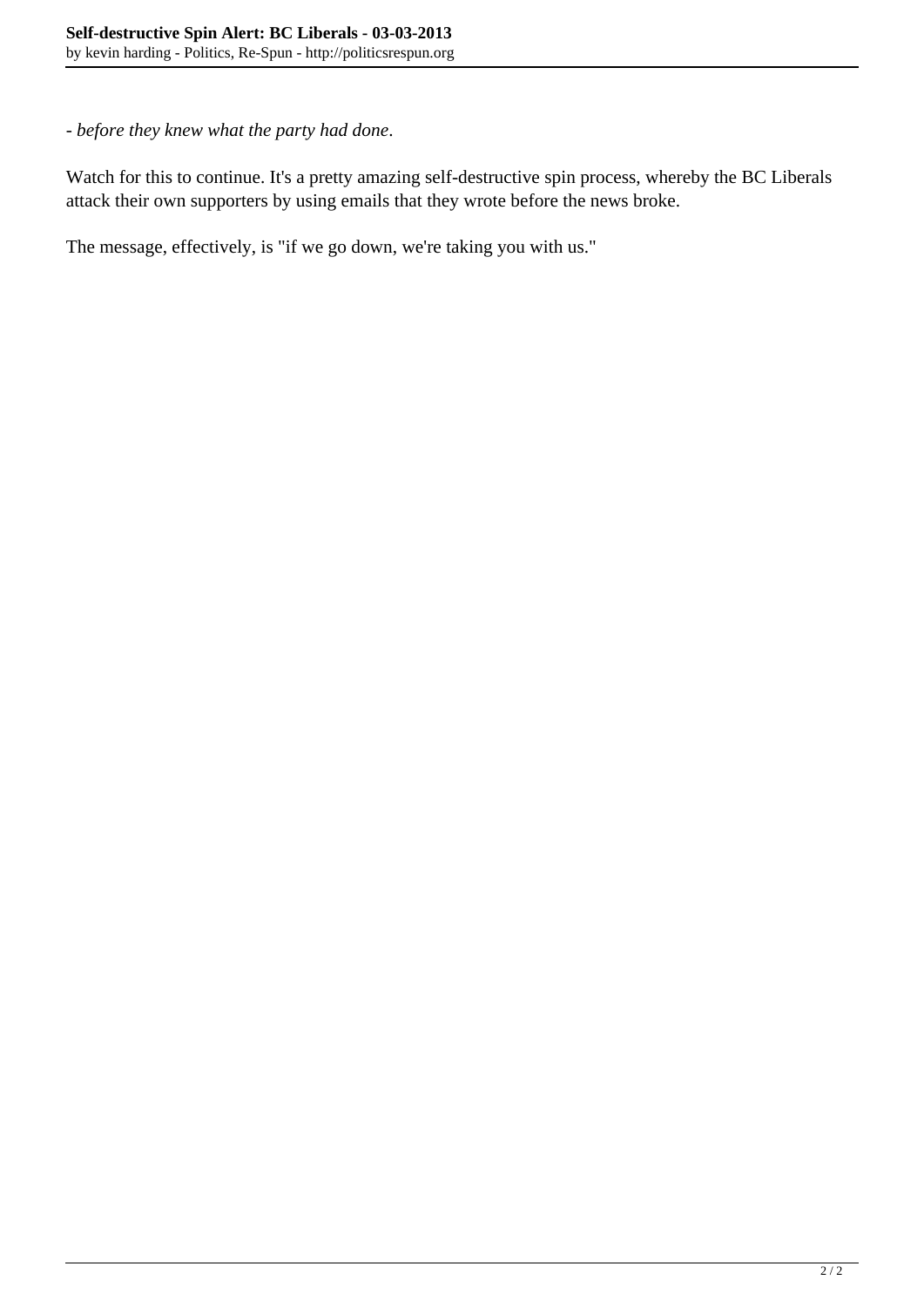- *before they knew what the party had done*.

Watch for this to continue. It's a pretty amazing self-destructive spin process, whereby the BC Liberals attack their own supporters by using emails that they wrote before the news broke.

The message, effectively, is "if we go down, we're taking you with us."